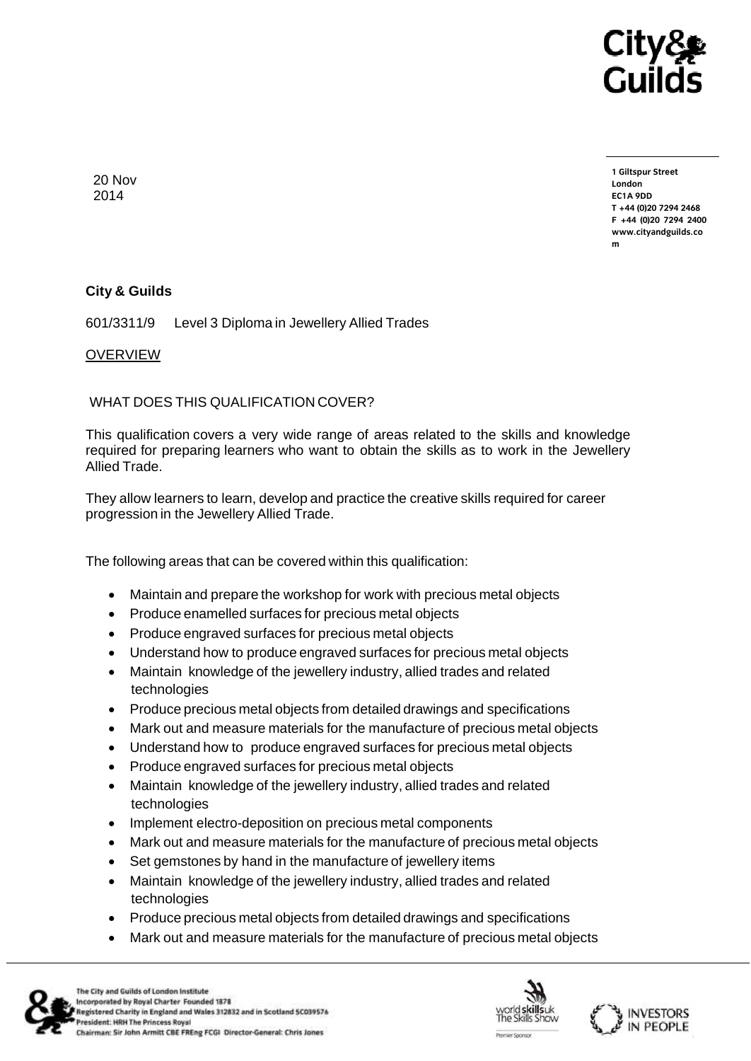20 Nov 2014

1 Giltspur Street
London
EC1A 9DD
T +44 (0)20 7294 2468
F +44 (0)20 7294 2400
www.cityandguilds.com

**City & Guilds**

601/3311/9 Level 3 Diploma in Jewellery Allied Trades

OVERVIEW

WHAT DOES THIS QUALIFICATION COVER?

This qualification covers a very wide range of areas related to the skills and knowledge required for preparing learners who want to obtain the skills as to work in the Jewellery Allied Trade.

They allow learners to learn, develop and practice the creative skills required for career progression in the Jewellery Allied Trade.

The following areas that can be covered within this qualification:

- Maintain and prepare the workshop for work with precious metal objects
- Produce enamelled surfaces for precious metal objects
- Produce engraved surfaces for precious metal objects
- Understand how to produce engraved surfaces for precious metal objects
- Maintain knowledge of the jewellery industry, allied trades and related technologies
- Produce precious metal objects from detailed drawings and specifications
- Mark out and measure materials for the manufacture of precious metal objects
- Understand how to produce engraved surfaces for precious metal objects
- Produce engraved surfaces for precious metal objects
- Maintain knowledge of the jewellery industry, allied trades and related technologies
- Implement electro-deposition on precious metal components
- Mark out and measure materials for the manufacture of precious metal objects
- Set gemstones by hand in the manufacture of jewellery items
- Maintain knowledge of the jewellery industry, allied trades and related technologies
- Produce precious metal objects from detailed drawings and specifications
- Mark out and measure materials for the manufacture of precious metal objects

The City and Guilds of London Institute
Incorporated by Royal Charter Founded 1878
Registered Charity in England and Wales 312832 and in Scotland SC039576
President: HRH The Princess Royal
Chairman: Sir John Armitt CBE FREng FCGI Director-General: Chris Jones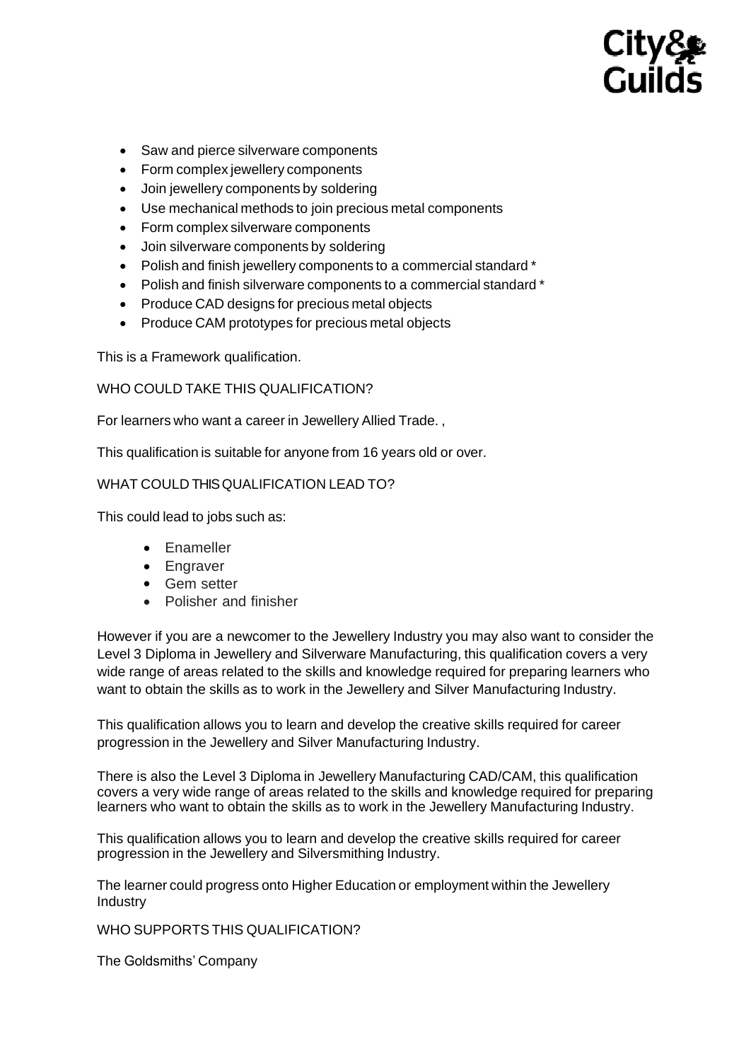- Saw and pierce silverware components
- Form complex jewellery components
- Join jewellery components by soldering
- Use mechanical methods to join precious metal components
- Form complex silverware components
- Join silverware components by soldering
- Polish and finish jewellery components to a commercial standard *
- Polish and finish silverware components to a commercial standard *
- Produce CAD designs for precious metal objects
- Produce CAM prototypes for precious metal objects

This is a Framework qualification.

WHO COULD TAKE THIS QUALIFICATION?

For learners who want a career in Jewellery Allied Trade. ,

This qualification is suitable for anyone from 16 years old or over.

WHAT COULD THIS QUALIFICATION LEAD TO?

This could lead to jobs such as:

- Enameller
- Engraver
- Gem setter
- Polisher and finisher

However if you are a newcomer to the Jewellery Industry you may also want to consider the Level 3 Diploma in Jewellery and Silverware Manufacturing, this qualification covers a very wide range of areas related to the skills and knowledge required for preparing learners who want to obtain the skills as to work in the Jewellery and Silver Manufacturing Industry.

This qualification allows you to learn and develop the creative skills required for career progression in the Jewellery and Silver Manufacturing Industry.

There is also the Level 3 Diploma in Jewellery Manufacturing CAD/CAM, this qualification covers a very wide range of areas related to the skills and knowledge required for preparing learners who want to obtain the skills as to work in the Jewellery Manufacturing Industry.

This qualification allows you to learn and develop the creative skills required for career progression in the Jewellery and Silversmithing Industry.

The learner could progress onto Higher Education or employment within the Jewellery Industry

WHO SUPPORTS THIS QUALIFICATION?

The Goldsmiths' Company